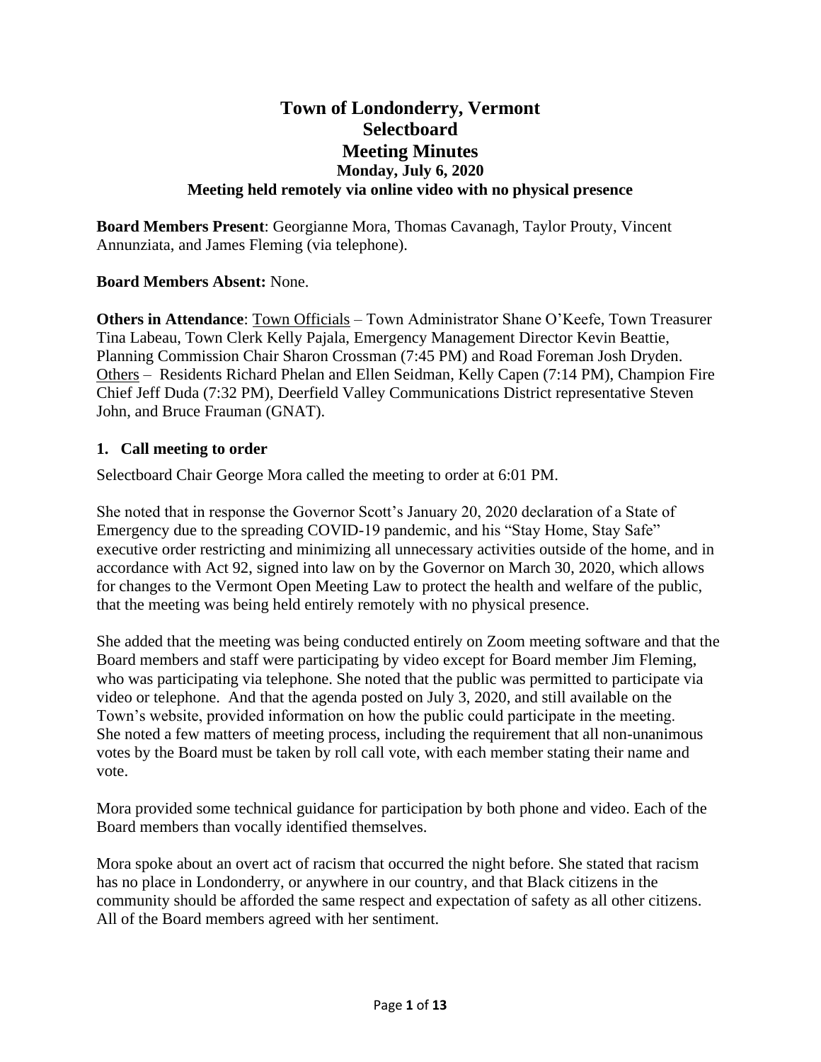# Town of Londonderry, Vermont
# Selectboard
# Meeting Minutes
### Monday, July 6, 2020
### Meeting held remotely via online video with no physical presence

**Board Members Present**: Georgianne Mora, Thomas Cavanagh, Taylor Prouty, Vincent Annunziata, and James Fleming (via telephone).

**Board Members Absent:** None.

**Others in Attendance**: Town Officials – Town Administrator Shane O'Keefe, Town Treasurer Tina Labeau, Town Clerk Kelly Pajala, Emergency Management Director Kevin Beattie, Planning Commission Chair Sharon Crossman (7:45 PM) and Road Foreman Josh Dryden. Others – Residents Richard Phelan and Ellen Seidman, Kelly Capen (7:14 PM), Champion Fire Chief Jeff Duda (7:32 PM), Deerfield Valley Communications District representative Steven John, and Bruce Frauman (GNAT).

## 1. Call meeting to order

Selectboard Chair George Mora called the meeting to order at 6:01 PM.

She noted that in response the Governor Scott's January 20, 2020 declaration of a State of Emergency due to the spreading COVID-19 pandemic, and his "Stay Home, Stay Safe" executive order restricting and minimizing all unnecessary activities outside of the home, and in accordance with Act 92, signed into law on by the Governor on March 30, 2020, which allows for changes to the Vermont Open Meeting Law to protect the health and welfare of the public, that the meeting was being held entirely remotely with no physical presence.

She added that the meeting was being conducted entirely on Zoom meeting software and that the Board members and staff were participating by video except for Board member Jim Fleming, who was participating via telephone. She noted that the public was permitted to participate via video or telephone. And that the agenda posted on July 3, 2020, and still available on the Town's website, provided information on how the public could participate in the meeting. She noted a few matters of meeting process, including the requirement that all non-unanimous votes by the Board must be taken by roll call vote, with each member stating their name and vote.

Mora provided some technical guidance for participation by both phone and video. Each of the Board members than vocally identified themselves.

Mora spoke about an overt act of racism that occurred the night before. She stated that racism has no place in Londonderry, or anywhere in our country, and that Black citizens in the community should be afforded the same respect and expectation of safety as all other citizens. All of the Board members agreed with her sentiment.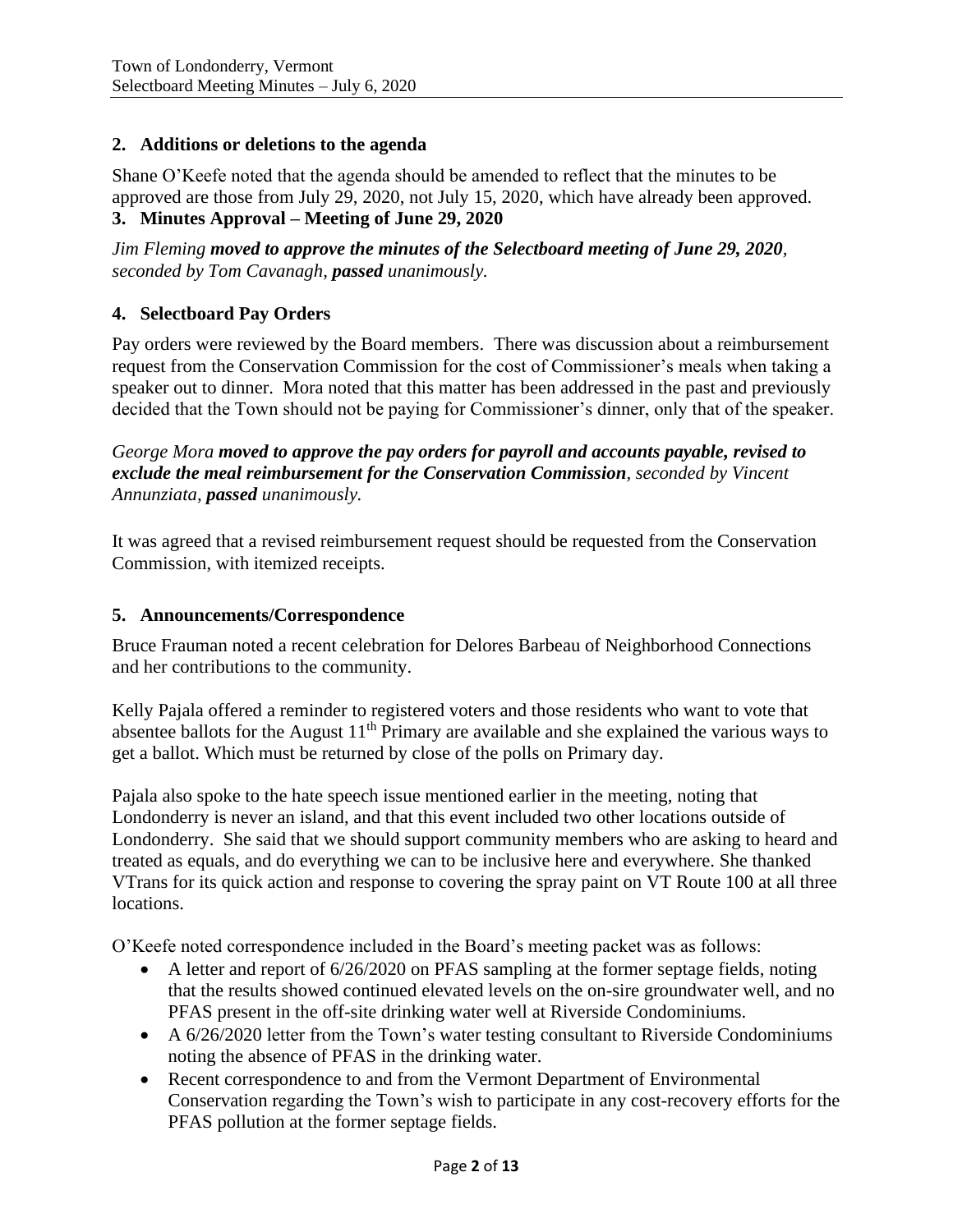## 2. Additions or deletions to the agenda

Shane O'Keefe noted that the agenda should be amended to reflect that the minutes to be approved are those from July 29, 2020, not July 15, 2020, which have already been approved.

## 3. Minutes Approval – Meeting of June 29, 2020

*Jim Fleming **moved to approve the minutes of the Selectboard meeting of June 29, 2020**, seconded by Tom Cavanagh, **passed** unanimously.*

## 4. Selectboard Pay Orders

Pay orders were reviewed by the Board members. There was discussion about a reimbursement request from the Conservation Commission for the cost of Commissioner's meals when taking a speaker out to dinner. Mora noted that this matter has been addressed in the past and previously decided that the Town should not be paying for Commissioner's dinner, only that of the speaker.

*George Mora **moved to approve the pay orders for payroll and accounts payable, revised to exclude the meal reimbursement for the Conservation Commission**, seconded by Vincent Annunziata, **passed** unanimously.*

It was agreed that a revised reimbursement request should be requested from the Conservation Commission, with itemized receipts.

## 5. Announcements/Correspondence

Bruce Frauman noted a recent celebration for Delores Barbeau of Neighborhood Connections and her contributions to the community.

Kelly Pajala offered a reminder to registered voters and those residents who want to vote that absentee ballots for the August 11th Primary are available and she explained the various ways to get a ballot. Which must be returned by close of the polls on Primary day.

Pajala also spoke to the hate speech issue mentioned earlier in the meeting, noting that Londonderry is never an island, and that this event included two other locations outside of Londonderry. She said that we should support community members who are asking to heard and treated as equals, and do everything we can to be inclusive here and everywhere. She thanked VTrans for its quick action and response to covering the spray paint on VT Route 100 at all three locations.

O'Keefe noted correspondence included in the Board's meeting packet was as follows:

- A letter and report of 6/26/2020 on PFAS sampling at the former septage fields, noting that the results showed continued elevated levels on the on-sire groundwater well, and no PFAS present in the off-site drinking water well at Riverside Condominiums.
- A 6/26/2020 letter from the Town's water testing consultant to Riverside Condominiums noting the absence of PFAS in the drinking water.
- Recent correspondence to and from the Vermont Department of Environmental Conservation regarding the Town's wish to participate in any cost-recovery efforts for the PFAS pollution at the former septage fields.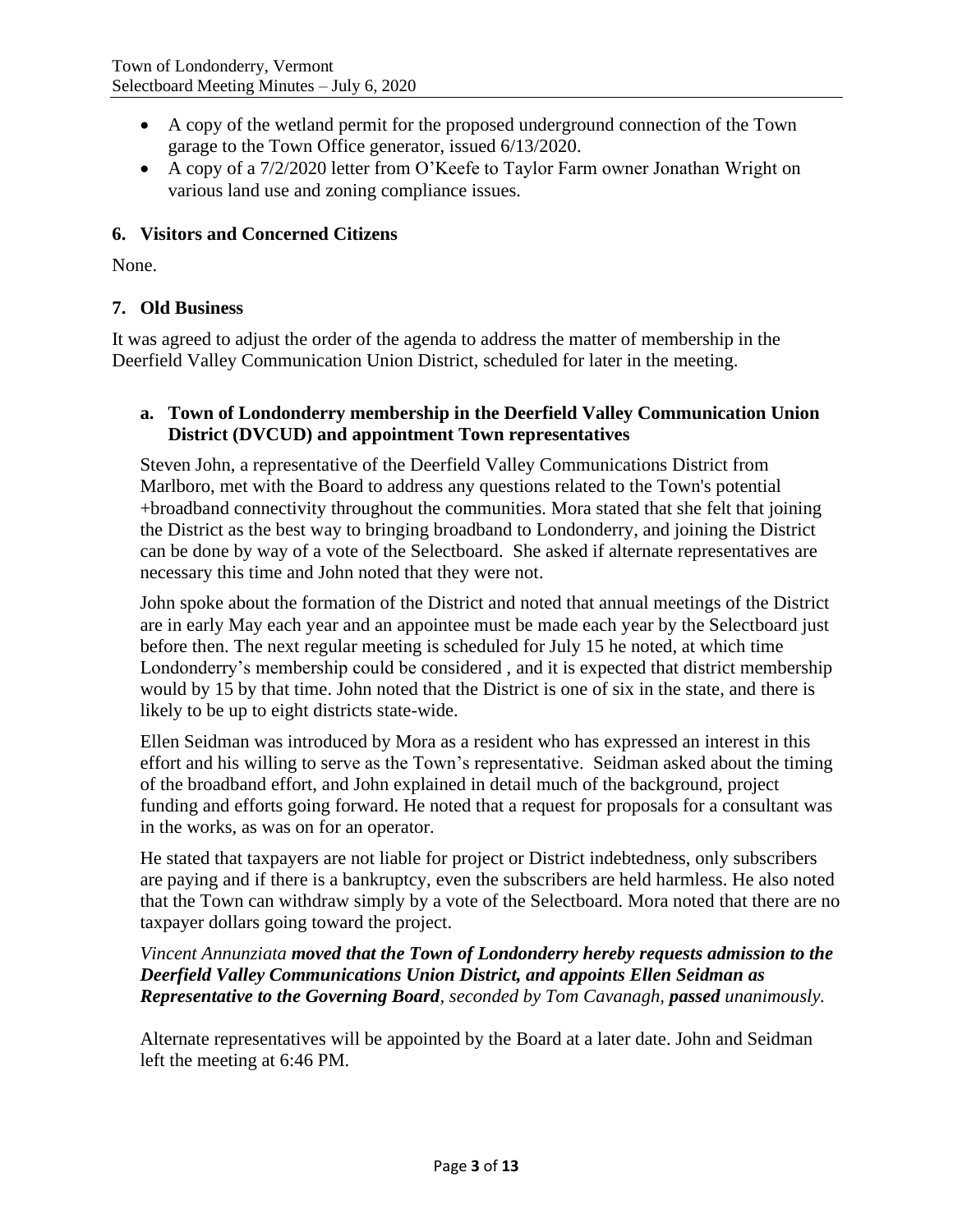- A copy of the wetland permit for the proposed underground connection of the Town garage to the Town Office generator, issued 6/13/2020.
- A copy of a 7/2/2020 letter from O'Keefe to Taylor Farm owner Jonathan Wright on various land use and zoning compliance issues.

## 6. Visitors and Concerned Citizens

None.

## 7. Old Business

It was agreed to adjust the order of the agenda to address the matter of membership in the Deerfield Valley Communication Union District, scheduled for later in the meeting.

### a. Town of Londonderry membership in the Deerfield Valley Communication Union District (DVCUD) and appointment Town representatives

Steven John, a representative of the Deerfield Valley Communications District from Marlboro, met with the Board to address any questions related to the Town's potential +broadband connectivity throughout the communities. Mora stated that she felt that joining the District as the best way to bringing broadband to Londonderry, and joining the District can be done by way of a vote of the Selectboard. She asked if alternate representatives are necessary this time and John noted that they were not.

John spoke about the formation of the District and noted that annual meetings of the District are in early May each year and an appointee must be made each year by the Selectboard just before then. The next regular meeting is scheduled for July 15 he noted, at which time Londonderry's membership could be considered , and it is expected that district membership would by 15 by that time. John noted that the District is one of six in the state, and there is likely to be up to eight districts state-wide.

Ellen Seidman was introduced by Mora as a resident who has expressed an interest in this effort and his willing to serve as the Town's representative. Seidman asked about the timing of the broadband effort, and John explained in detail much of the background, project funding and efforts going forward. He noted that a request for proposals for a consultant was in the works, as was on for an operator.

He stated that taxpayers are not liable for project or District indebtedness, only subscribers are paying and if there is a bankruptcy, even the subscribers are held harmless. He also noted that the Town can withdraw simply by a vote of the Selectboard. Mora noted that there are no taxpayer dollars going toward the project.

*Vincent Annunziata **moved that the Town of Londonderry hereby requests admission to the Deerfield Valley Communications Union District, and appoints Ellen Seidman as Representative to the Governing Board**, seconded by Tom Cavanagh, **passed** unanimously.*

Alternate representatives will be appointed by the Board at a later date. John and Seidman left the meeting at 6:46 PM.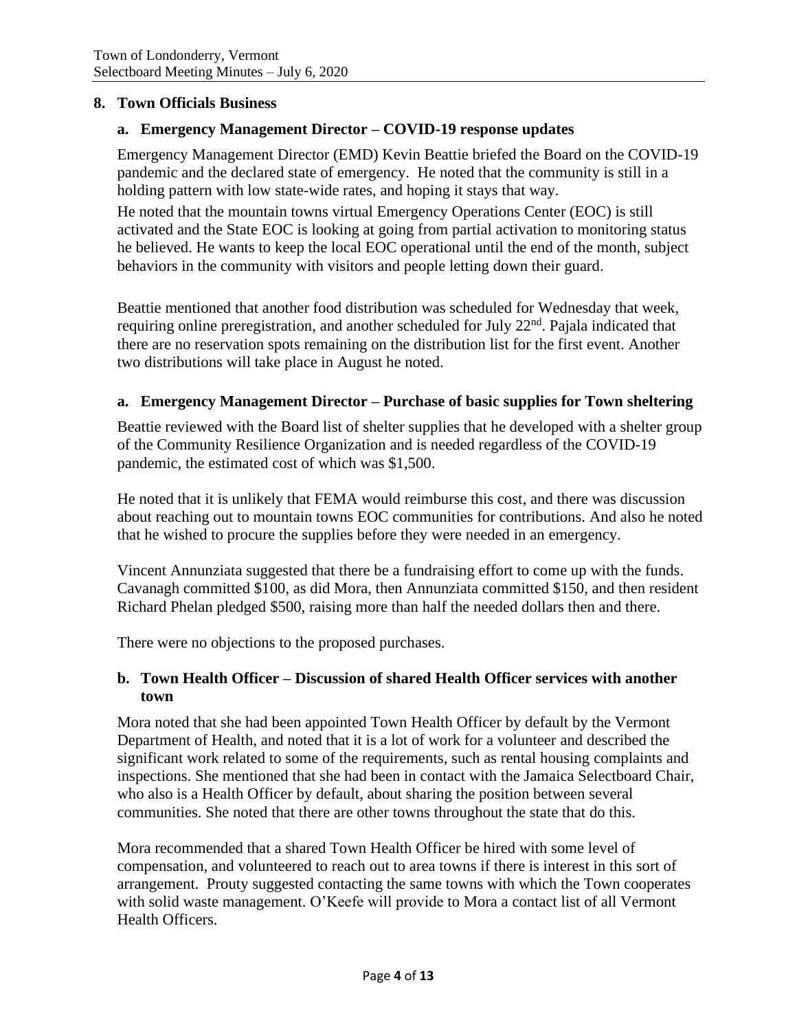## 8. Town Officials Business

### a. Emergency Management Director – COVID-19 response updates

Emergency Management Director (EMD) Kevin Beattie briefed the Board on the COVID-19 pandemic and the declared state of emergency. He noted that the community is still in a holding pattern with low state-wide rates, and hoping it stays that way.

He noted that the mountain towns virtual Emergency Operations Center (EOC) is still activated and the State EOC is looking at going from partial activation to monitoring status he believed. He wants to keep the local EOC operational until the end of the month, subject behaviors in the community with visitors and people letting down their guard.

Beattie mentioned that another food distribution was scheduled for Wednesday that week, requiring online preregistration, and another scheduled for July 22nd. Pajala indicated that there are no reservation spots remaining on the distribution list for the first event. Another two distributions will take place in August he noted.

### a. Emergency Management Director – Purchase of basic supplies for Town sheltering

Beattie reviewed with the Board list of shelter supplies that he developed with a shelter group of the Community Resilience Organization and is needed regardless of the COVID-19 pandemic, the estimated cost of which was $1,500.

He noted that it is unlikely that FEMA would reimburse this cost, and there was discussion about reaching out to mountain towns EOC communities for contributions. And also he noted that he wished to procure the supplies before they were needed in an emergency.

Vincent Annunziata suggested that there be a fundraising effort to come up with the funds. Cavanagh committed $100, as did Mora, then Annunziata committed $150, and then resident Richard Phelan pledged $500, raising more than half the needed dollars then and there.

There were no objections to the proposed purchases.

### b. Town Health Officer – Discussion of shared Health Officer services with another town

Mora noted that she had been appointed Town Health Officer by default by the Vermont Department of Health, and noted that it is a lot of work for a volunteer and described the significant work related to some of the requirements, such as rental housing complaints and inspections. She mentioned that she had been in contact with the Jamaica Selectboard Chair, who also is a Health Officer by default, about sharing the position between several communities. She noted that there are other towns throughout the state that do this.

Mora recommended that a shared Town Health Officer be hired with some level of compensation, and volunteered to reach out to area towns if there is interest in this sort of arrangement. Prouty suggested contacting the same towns with which the Town cooperates with solid waste management. O'Keefe will provide to Mora a contact list of all Vermont Health Officers.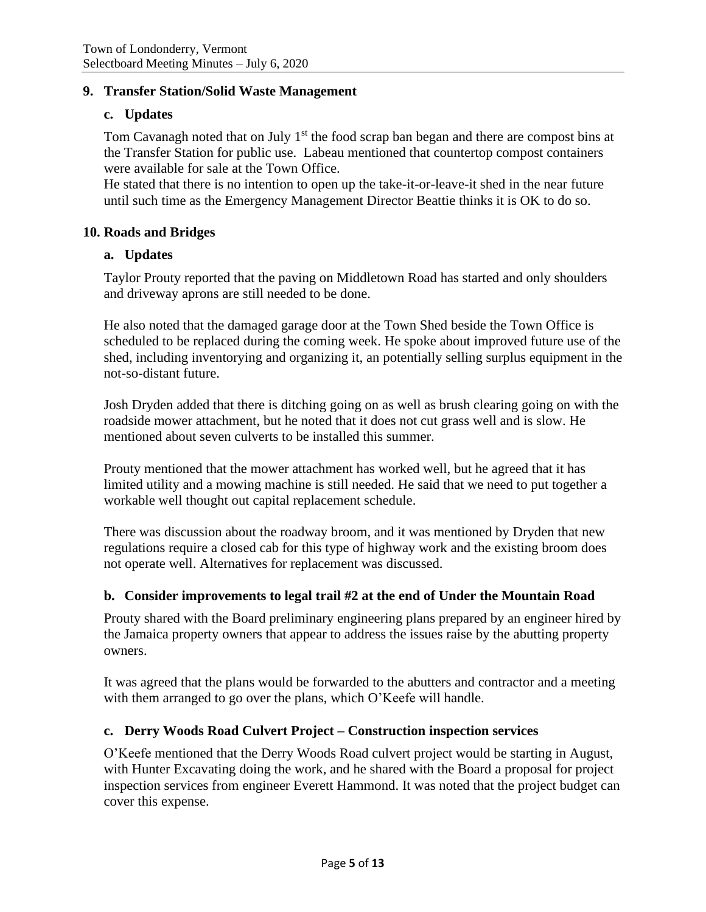## 9. Transfer Station/Solid Waste Management

### c. Updates

Tom Cavanagh noted that on July 1st the food scrap ban began and there are compost bins at the Transfer Station for public use. Labeau mentioned that countertop compost containers were available for sale at the Town Office.
He stated that there is no intention to open up the take-it-or-leave-it shed in the near future until such time as the Emergency Management Director Beattie thinks it is OK to do so.

## 10. Roads and Bridges

### a. Updates

Taylor Prouty reported that the paving on Middletown Road has started and only shoulders and driveway aprons are still needed to be done.

He also noted that the damaged garage door at the Town Shed beside the Town Office is scheduled to be replaced during the coming week. He spoke about improved future use of the shed, including inventorying and organizing it, an potentially selling surplus equipment in the not-so-distant future.

Josh Dryden added that there is ditching going on as well as brush clearing going on with the roadside mower attachment, but he noted that it does not cut grass well and is slow. He mentioned about seven culverts to be installed this summer.

Prouty mentioned that the mower attachment has worked well, but he agreed that it has limited utility and a mowing machine is still needed. He said that we need to put together a workable well thought out capital replacement schedule.

There was discussion about the roadway broom, and it was mentioned by Dryden that new regulations require a closed cab for this type of highway work and the existing broom does not operate well. Alternatives for replacement was discussed.

### b. Consider improvements to legal trail #2 at the end of Under the Mountain Road

Prouty shared with the Board preliminary engineering plans prepared by an engineer hired by the Jamaica property owners that appear to address the issues raise by the abutting property owners.

It was agreed that the plans would be forwarded to the abutters and contractor and a meeting with them arranged to go over the plans, which O'Keefe will handle.

### c. Derry Woods Road Culvert Project – Construction inspection services

O'Keefe mentioned that the Derry Woods Road culvert project would be starting in August, with Hunter Excavating doing the work, and he shared with the Board a proposal for project inspection services from engineer Everett Hammond. It was noted that the project budget can cover this expense.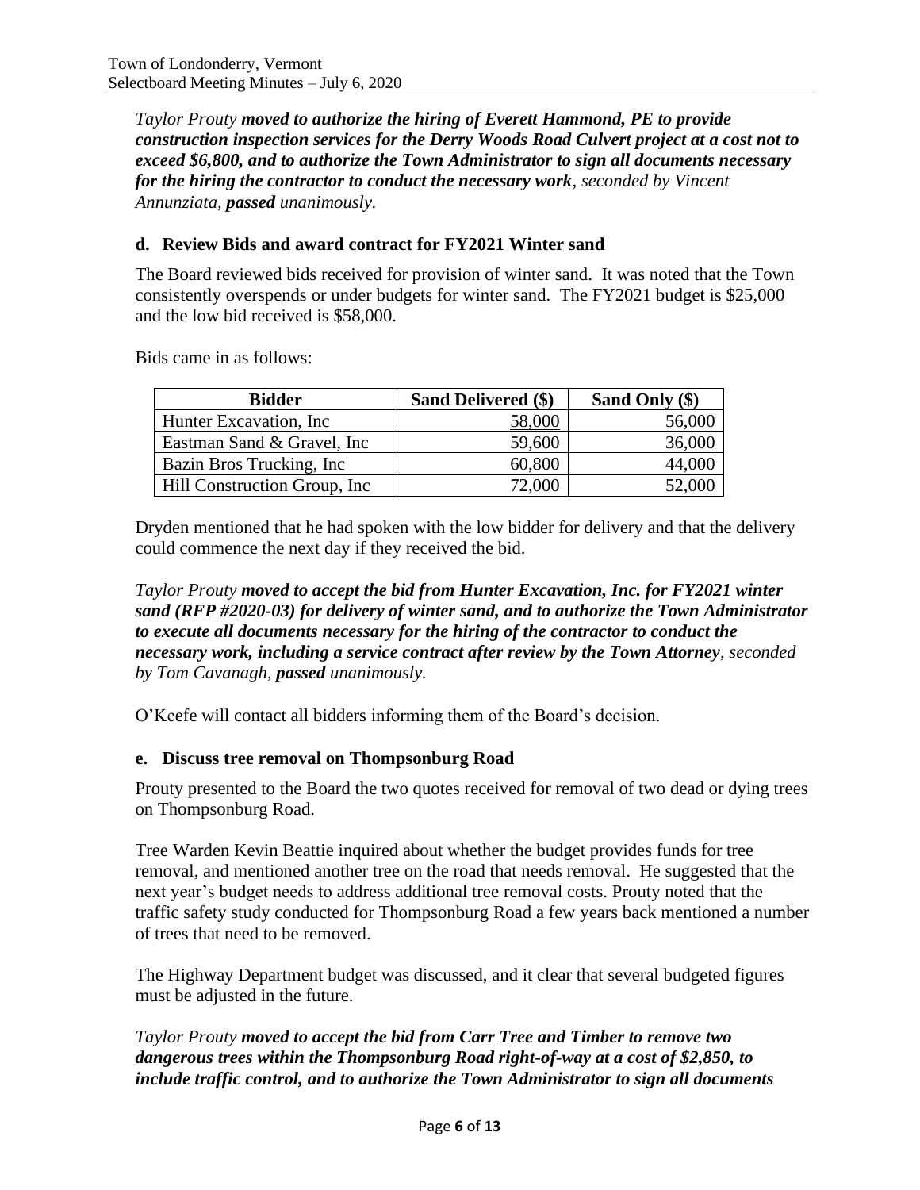*Taylor Prouty* ***moved to authorize the hiring of Everett Hammond, PE to provide construction inspection services for the Derry Woods Road Culvert project at a cost not to exceed $6,800, and to authorize the Town Administrator to sign all documents necessary for the hiring the contractor to conduct the necessary work****, seconded by Vincent Annunziata,* ***passed*** *unanimously.*

### d. Review Bids and award contract for FY2021 Winter sand

The Board reviewed bids received for provision of winter sand. It was noted that the Town consistently overspends or under budgets for winter sand. The FY2021 budget is $25,000 and the low bid received is $58,000.

Bids came in as follows:

| Bidder | Sand Delivered ($) | Sand Only ($) |
|---|---|---|
| Hunter Excavation, Inc | <u>58,000</u> | 56,000 |
| Eastman Sand & Gravel, Inc | 59,600 | <u>36,000</u> |
| Bazin Bros Trucking, Inc | 60,800 | 44,000 |
| Hill Construction Group, Inc | 72,000 | 52,000 |

Dryden mentioned that he had spoken with the low bidder for delivery and that the delivery could commence the next day if they received the bid.

*Taylor Prouty* ***moved to accept the bid from Hunter Excavation, Inc. for FY2021 winter sand (RFP #2020-03) for delivery of winter sand, and to authorize the Town Administrator to execute all documents necessary for the hiring of the contractor to conduct the necessary work, including a service contract after review by the Town Attorney****, seconded by Tom Cavanagh,* ***passed*** *unanimously.*

O'Keefe will contact all bidders informing them of the Board's decision.

### e. Discuss tree removal on Thompsonburg Road

Prouty presented to the Board the two quotes received for removal of two dead or dying trees on Thompsonburg Road.

Tree Warden Kevin Beattie inquired about whether the budget provides funds for tree removal, and mentioned another tree on the road that needs removal. He suggested that the next year's budget needs to address additional tree removal costs. Prouty noted that the traffic safety study conducted for Thompsonburg Road a few years back mentioned a number of trees that need to be removed.

The Highway Department budget was discussed, and it clear that several budgeted figures must be adjusted in the future.

*Taylor Prouty* ***moved to accept the bid from Carr Tree and Timber to remove two dangerous trees within the Thompsonburg Road right-of-way at a cost of $2,850, to include traffic control, and to authorize the Town Administrator to sign all documents***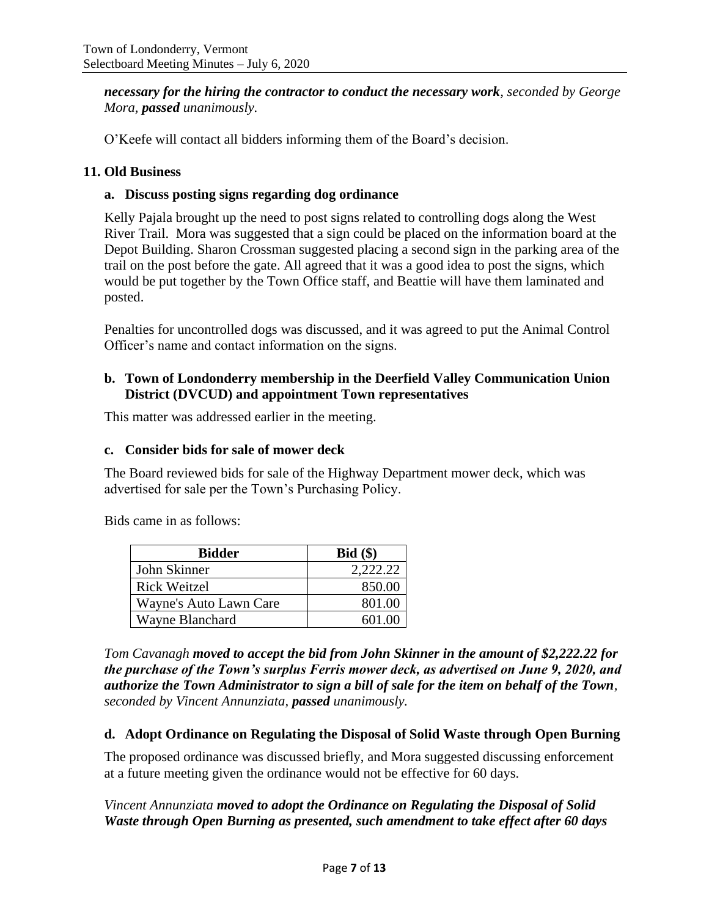***necessary for the hiring the contractor to conduct the necessary work****, seconded by George Mora,* ***passed*** *unanimously.*

O'Keefe will contact all bidders informing them of the Board's decision.

## 11. Old Business

### a. Discuss posting signs regarding dog ordinance

Kelly Pajala brought up the need to post signs related to controlling dogs along the West River Trail. Mora was suggested that a sign could be placed on the information board at the Depot Building. Sharon Crossman suggested placing a second sign in the parking area of the trail on the post before the gate. All agreed that it was a good idea to post the signs, which would be put together by the Town Office staff, and Beattie will have them laminated and posted.

Penalties for uncontrolled dogs was discussed, and it was agreed to put the Animal Control Officer's name and contact information on the signs.

### b. Town of Londonderry membership in the Deerfield Valley Communication Union District (DVCUD) and appointment Town representatives

This matter was addressed earlier in the meeting.

### c. Consider bids for sale of mower deck

The Board reviewed bids for sale of the Highway Department mower deck, which was advertised for sale per the Town's Purchasing Policy.

Bids came in as follows:

| Bidder | Bid ($) |
|---|---:|
| John Skinner | 2,222.22 |
| Rick Weitzel | 850.00 |
| Wayne's Auto Lawn Care | 801.00 |
| Wayne Blanchard | 601.00 |

*Tom Cavanagh* ***moved to accept the bid from John Skinner in the amount of $2,222.22 for the purchase of the Town's surplus Ferris mower deck, as advertised on June 9, 2020, and authorize the Town Administrator to sign a bill of sale for the item on behalf of the Town****, seconded by Vincent Annunziata,* ***passed*** *unanimously.*

### d. Adopt Ordinance on Regulating the Disposal of Solid Waste through Open Burning

The proposed ordinance was discussed briefly, and Mora suggested discussing enforcement at a future meeting given the ordinance would not be effective for 60 days.

*Vincent Annunziata* ***moved to adopt the Ordinance on Regulating the Disposal of Solid Waste through Open Burning as presented, such amendment to take effect after 60 days***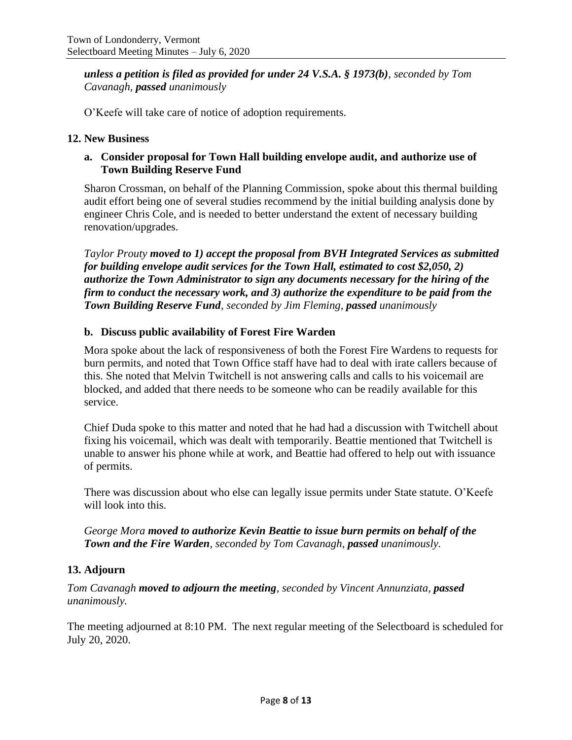***unless a petition is filed as provided for under 24 V.S.A. § 1973(b)**, seconded by Tom Cavanagh, **passed** unanimously*

O'Keefe will take care of notice of adoption requirements.

### 12. New Business

#### a. Consider proposal for Town Hall building envelope audit, and authorize use of Town Building Reserve Fund

Sharon Crossman, on behalf of the Planning Commission, spoke about this thermal building audit effort being one of several studies recommend by the initial building analysis done by engineer Chris Cole, and is needed to better understand the extent of necessary building renovation/upgrades.

*Taylor Prouty **moved to 1) accept the proposal from BVH Integrated Services as submitted for building envelope audit services for the Town Hall, estimated to cost $2,050, 2) authorize the Town Administrator to sign any documents necessary for the hiring of the firm to conduct the necessary work, and 3) authorize the expenditure to be paid from the Town Building Reserve Fund**, seconded by Jim Fleming, **passed** unanimously*

#### b. Discuss public availability of Forest Fire Warden

Mora spoke about the lack of responsiveness of both the Forest Fire Wardens to requests for burn permits, and noted that Town Office staff have had to deal with irate callers because of this. She noted that Melvin Twitchell is not answering calls and calls to his voicemail are blocked, and added that there needs to be someone who can be readily available for this service.

Chief Duda spoke to this matter and noted that he had had a discussion with Twitchell about fixing his voicemail, which was dealt with temporarily. Beattie mentioned that Twitchell is unable to answer his phone while at work, and Beattie had offered to help out with issuance of permits.

There was discussion about who else can legally issue permits under State statute. O'Keefe will look into this.

*George Mora **moved to authorize Kevin Beattie to issue burn permits on behalf of the Town and the Fire Warden**, seconded by Tom Cavanagh, **passed** unanimously.*

### 13. Adjourn

*Tom Cavanagh **moved to adjourn the meeting**, seconded by Vincent Annunziata, **passed** unanimously.*

The meeting adjourned at 8:10 PM. The next regular meeting of the Selectboard is scheduled for July 20, 2020.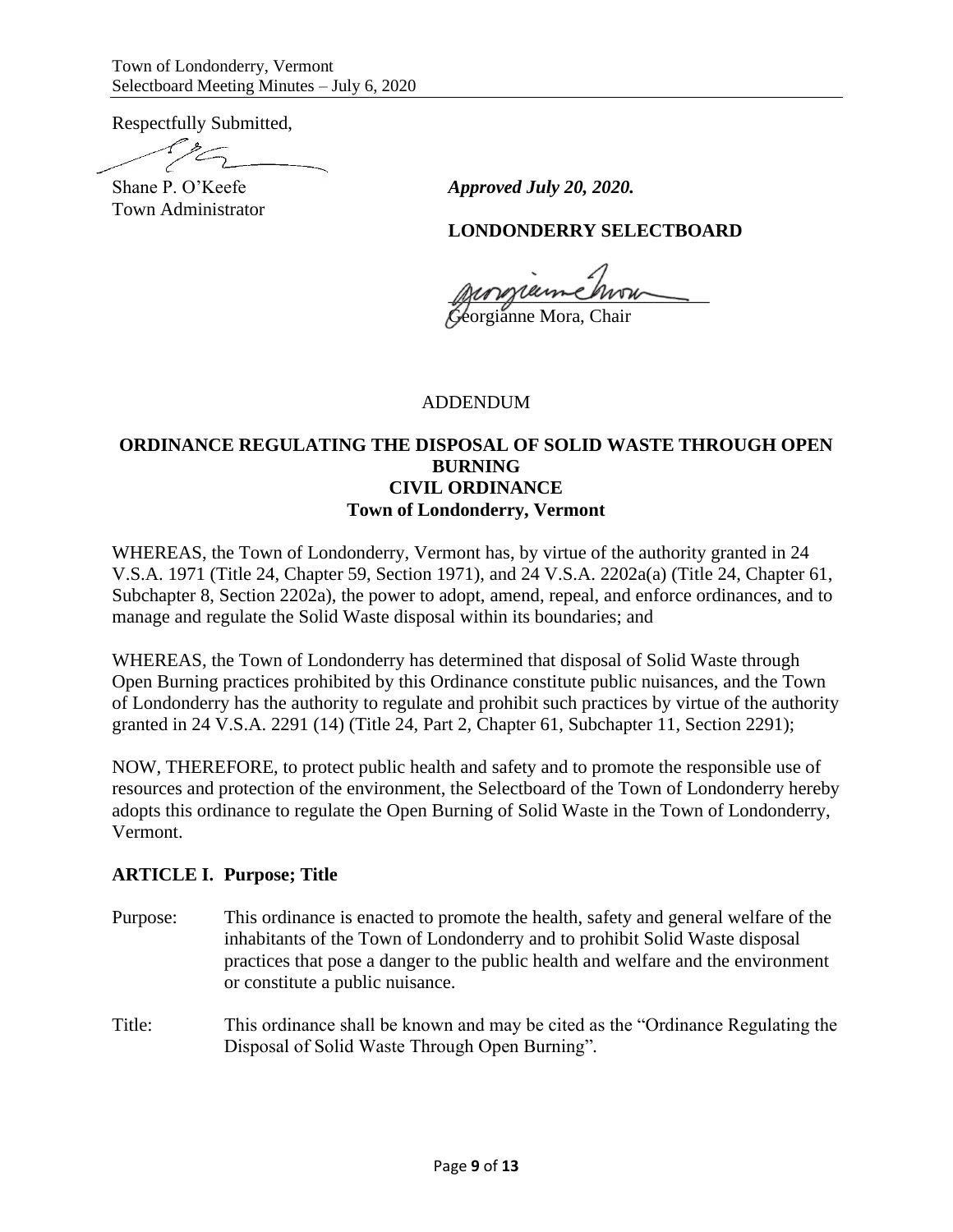Respectfully Submitted,

Shane P. O'Keefe
Town Administrator

***Approved July 20, 2020.***

**LONDONDERRY SELECTBOARD**

Georgianne Mora, Chair

ADDENDUM

**ORDINANCE REGULATING THE DISPOSAL OF SOLID WASTE THROUGH OPEN BURNING**
**CIVIL ORDINANCE**
**Town of Londonderry, Vermont**

WHEREAS, the Town of Londonderry, Vermont has, by virtue of the authority granted in 24 V.S.A. 1971 (Title 24, Chapter 59, Section 1971), and 24 V.S.A. 2202a(a) (Title 24, Chapter 61, Subchapter 8, Section 2202a), the power to adopt, amend, repeal, and enforce ordinances, and to manage and regulate the Solid Waste disposal within its boundaries; and

WHEREAS, the Town of Londonderry has determined that disposal of Solid Waste through Open Burning practices prohibited by this Ordinance constitute public nuisances, and the Town of Londonderry has the authority to regulate and prohibit such practices by virtue of the authority granted in 24 V.S.A. 2291 (14) (Title 24, Part 2, Chapter 61, Subchapter 11, Section 2291);

NOW, THEREFORE, to protect public health and safety and to promote the responsible use of resources and protection of the environment, the Selectboard of the Town of Londonderry hereby adopts this ordinance to regulate the Open Burning of Solid Waste in the Town of Londonderry, Vermont.

**ARTICLE I. Purpose; Title**

Purpose: This ordinance is enacted to promote the health, safety and general welfare of the inhabitants of the Town of Londonderry and to prohibit Solid Waste disposal practices that pose a danger to the public health and welfare and the environment or constitute a public nuisance.

Title: This ordinance shall be known and may be cited as the "Ordinance Regulating the Disposal of Solid Waste Through Open Burning".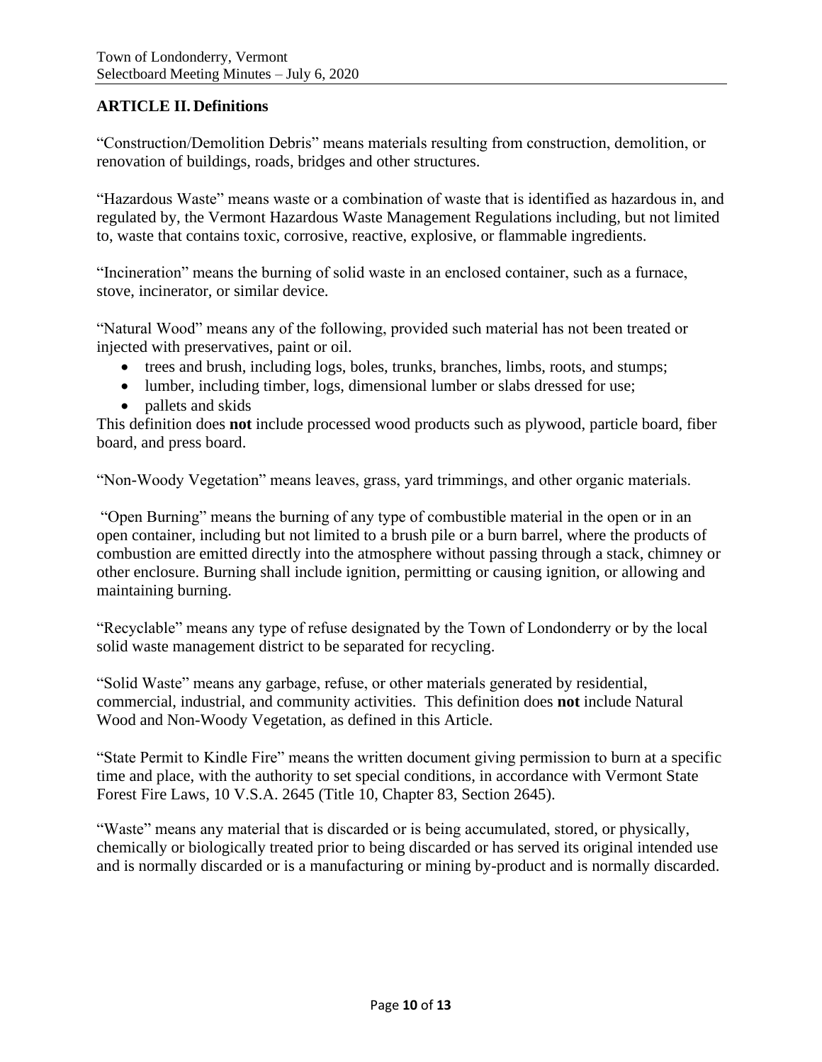## ARTICLE II. Definitions

"Construction/Demolition Debris" means materials resulting from construction, demolition, or renovation of buildings, roads, bridges and other structures.

"Hazardous Waste" means waste or a combination of waste that is identified as hazardous in, and regulated by, the Vermont Hazardous Waste Management Regulations including, but not limited to, waste that contains toxic, corrosive, reactive, explosive, or flammable ingredients.

"Incineration" means the burning of solid waste in an enclosed container, such as a furnace, stove, incinerator, or similar device.

"Natural Wood" means any of the following, provided such material has not been treated or injected with preservatives, paint or oil.

- trees and brush, including logs, boles, trunks, branches, limbs, roots, and stumps;
- lumber, including timber, logs, dimensional lumber or slabs dressed for use;
- pallets and skids

This definition does **not** include processed wood products such as plywood, particle board, fiber board, and press board.

"Non-Woody Vegetation" means leaves, grass, yard trimmings, and other organic materials.

"Open Burning" means the burning of any type of combustible material in the open or in an open container, including but not limited to a brush pile or a burn barrel, where the products of combustion are emitted directly into the atmosphere without passing through a stack, chimney or other enclosure. Burning shall include ignition, permitting or causing ignition, or allowing and maintaining burning.

"Recyclable" means any type of refuse designated by the Town of Londonderry or by the local solid waste management district to be separated for recycling.

"Solid Waste" means any garbage, refuse, or other materials generated by residential, commercial, industrial, and community activities. This definition does **not** include Natural Wood and Non-Woody Vegetation, as defined in this Article.

"State Permit to Kindle Fire" means the written document giving permission to burn at a specific time and place, with the authority to set special conditions, in accordance with Vermont State Forest Fire Laws, 10 V.S.A. 2645 (Title 10, Chapter 83, Section 2645).

"Waste" means any material that is discarded or is being accumulated, stored, or physically, chemically or biologically treated prior to being discarded or has served its original intended use and is normally discarded or is a manufacturing or mining by-product and is normally discarded.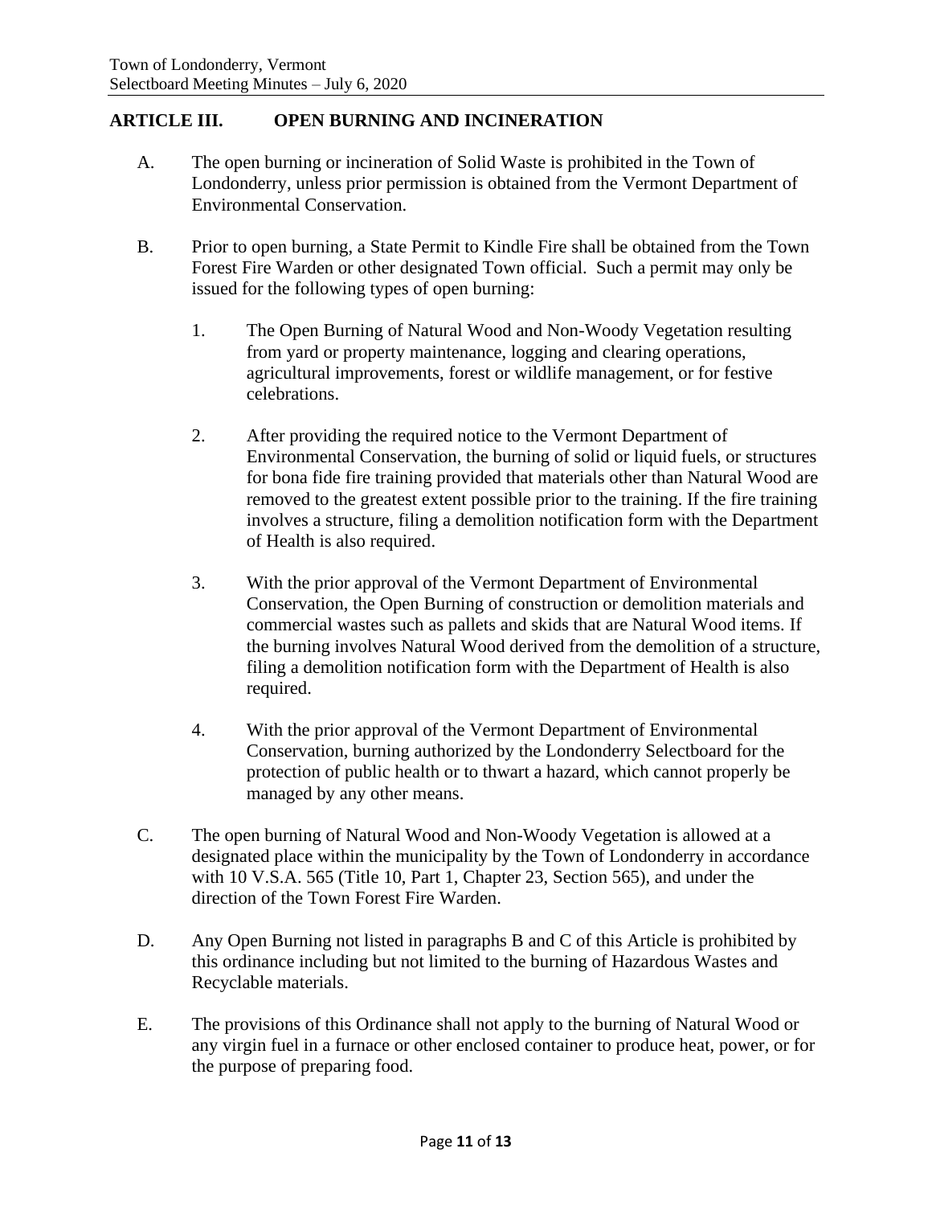## ARTICLE III. OPEN BURNING AND INCINERATION

A. The open burning or incineration of Solid Waste is prohibited in the Town of Londonderry, unless prior permission is obtained from the Vermont Department of Environmental Conservation.

B. Prior to open burning, a State Permit to Kindle Fire shall be obtained from the Town Forest Fire Warden or other designated Town official. Such a permit may only be issued for the following types of open burning:

   1. The Open Burning of Natural Wood and Non-Woody Vegetation resulting from yard or property maintenance, logging and clearing operations, agricultural improvements, forest or wildlife management, or for festive celebrations.

   2. After providing the required notice to the Vermont Department of Environmental Conservation, the burning of solid or liquid fuels, or structures for bona fide fire training provided that materials other than Natural Wood are removed to the greatest extent possible prior to the training. If the fire training involves a structure, filing a demolition notification form with the Department of Health is also required.

   3. With the prior approval of the Vermont Department of Environmental Conservation, the Open Burning of construction or demolition materials and commercial wastes such as pallets and skids that are Natural Wood items. If the burning involves Natural Wood derived from the demolition of a structure, filing a demolition notification form with the Department of Health is also required.

   4. With the prior approval of the Vermont Department of Environmental Conservation, burning authorized by the Londonderry Selectboard for the protection of public health or to thwart a hazard, which cannot properly be managed by any other means.

C. The open burning of Natural Wood and Non-Woody Vegetation is allowed at a designated place within the municipality by the Town of Londonderry in accordance with 10 V.S.A. 565 (Title 10, Part 1, Chapter 23, Section 565), and under the direction of the Town Forest Fire Warden.

D. Any Open Burning not listed in paragraphs B and C of this Article is prohibited by this ordinance including but not limited to the burning of Hazardous Wastes and Recyclable materials.

E. The provisions of this Ordinance shall not apply to the burning of Natural Wood or any virgin fuel in a furnace or other enclosed container to produce heat, power, or for the purpose of preparing food.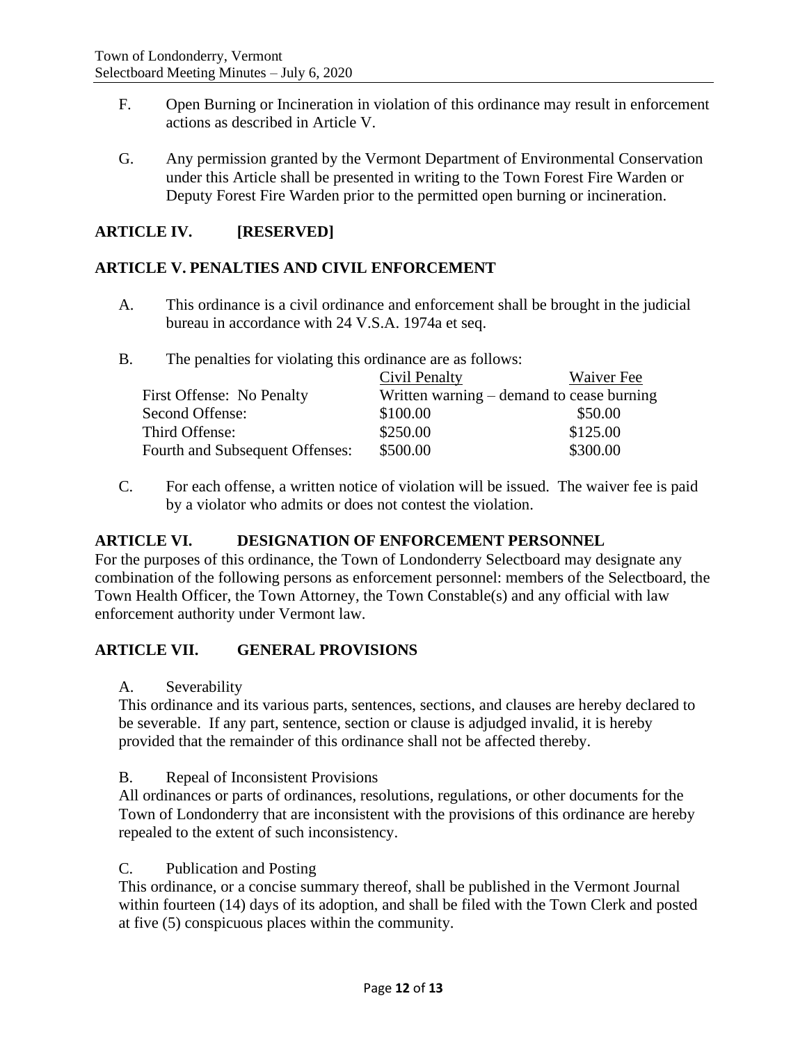F. Open Burning or Incineration in violation of this ordinance may result in enforcement actions as described in Article V.

G. Any permission granted by the Vermont Department of Environmental Conservation under this Article shall be presented in writing to the Town Forest Fire Warden or Deputy Forest Fire Warden prior to the permitted open burning or incineration.

## ARTICLE IV. [RESERVED]

## ARTICLE V. PENALTIES AND CIVIL ENFORCEMENT

A. This ordinance is a civil ordinance and enforcement shall be brought in the judicial bureau in accordance with 24 V.S.A. 1974a et seq.

B. The penalties for violating this ordinance are as follows:

| | Civil Penalty | Waiver Fee |
|---|---|---|
| First Offense: No Penalty | Written warning – demand to cease burning | |
| Second Offense: | \$100.00 | \$50.00 |
| Third Offense: | \$250.00 | \$125.00 |
| Fourth and Subsequent Offenses: | \$500.00 | \$300.00 |

C. For each offense, a written notice of violation will be issued. The waiver fee is paid by a violator who admits or does not contest the violation.

## ARTICLE VI. DESIGNATION OF ENFORCEMENT PERSONNEL

For the purposes of this ordinance, the Town of Londonderry Selectboard may designate any combination of the following persons as enforcement personnel: members of the Selectboard, the Town Health Officer, the Town Attorney, the Town Constable(s) and any official with law enforcement authority under Vermont law.

## ARTICLE VII. GENERAL PROVISIONS

A. Severability

This ordinance and its various parts, sentences, sections, and clauses are hereby declared to be severable. If any part, sentence, section or clause is adjudged invalid, it is hereby provided that the remainder of this ordinance shall not be affected thereby.

B. Repeal of Inconsistent Provisions

All ordinances or parts of ordinances, resolutions, regulations, or other documents for the Town of Londonderry that are inconsistent with the provisions of this ordinance are hereby repealed to the extent of such inconsistency.

C. Publication and Posting

This ordinance, or a concise summary thereof, shall be published in the Vermont Journal within fourteen (14) days of its adoption, and shall be filed with the Town Clerk and posted at five (5) conspicuous places within the community.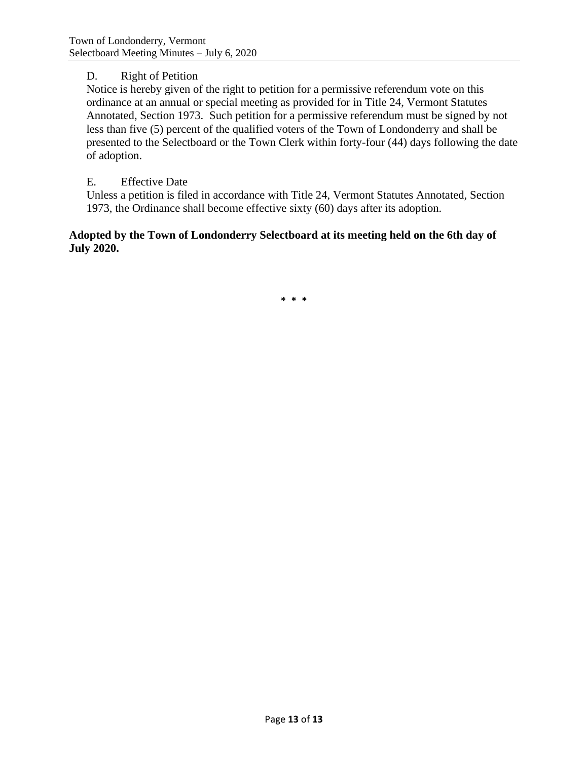D. Right of Petition

Notice is hereby given of the right to petition for a permissive referendum vote on this ordinance at an annual or special meeting as provided for in Title 24, Vermont Statutes Annotated, Section 1973. Such petition for a permissive referendum must be signed by not less than five (5) percent of the qualified voters of the Town of Londonderry and shall be presented to the Selectboard or the Town Clerk within forty-four (44) days following the date of adoption.

E. Effective Date

Unless a petition is filed in accordance with Title 24, Vermont Statutes Annotated, Section 1973, the Ordinance shall become effective sixty (60) days after its adoption.

**Adopted by the Town of Londonderry Selectboard at its meeting held on the 6th day of July 2020.**

\* \* \*